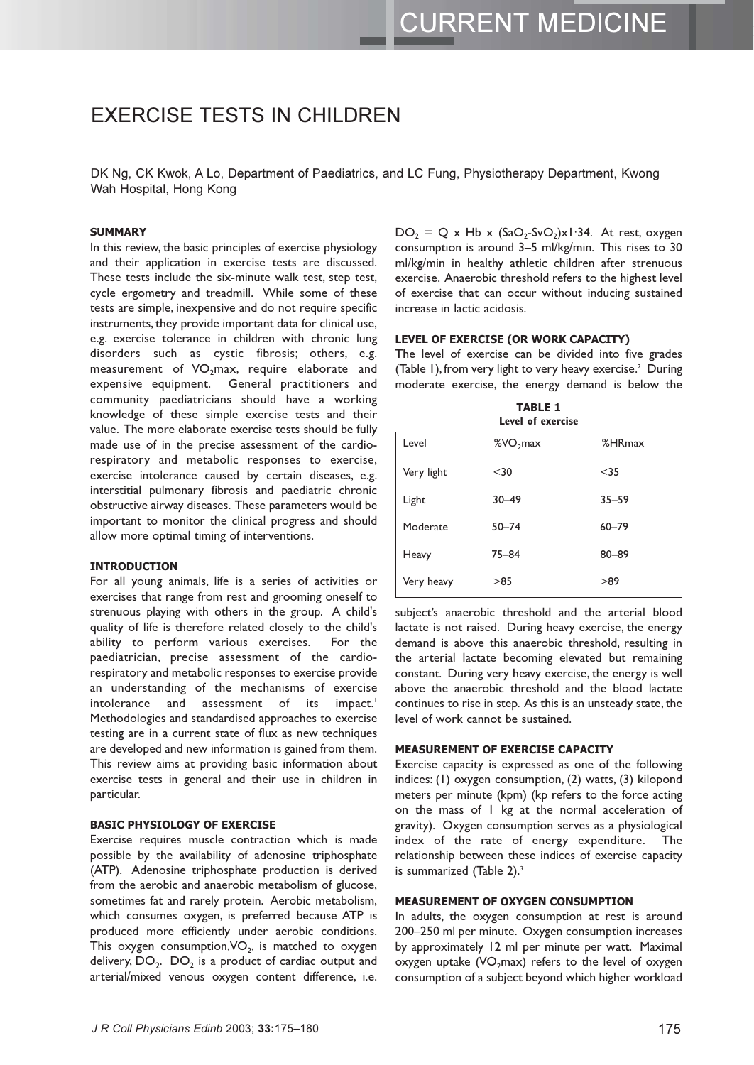# EXERCISE TESTS IN CHILDREN

DK Ng, CK Kwok, A Lo, Department of Paediatrics, and LC Fung, Physiotherapy Department, Kwong Wah Hospital, Hong Kong

## SUMMARY

In this review, the basic principles of exercise physiology and their application in exercise tests are discussed. These tests include the six-minute walk test, step test, cycle ergometry and treadmill. While some of these tests are simple, inexpensive and do not require specific instruments, they provide important data for clinical use, e.g. exercise tolerance in children with chronic lung disorders such as cystic fibrosis; others, e.g. measurement of $VO_2max$, require elaborate and expensive equipment. General practitioners and community paediatricians should have a working knowledge of these simple exercise tests and their value. The more elaborate exercise tests should be fully made use of in the precise assessment of the cardio-respiratory and metabolic responses to exercise, exercise intolerance caused by certain diseases, e.g. interstitial pulmonary fibrosis and paediatric chronic obstructive airway diseases. These parameters would be important to monitor the clinical progress and should allow more optimal timing of interventions.

## INTRODUCTION

For all young animals, life is a series of activities or exercises that range from rest and grooming oneself to strenuous playing with others in the group. A child's quality of life is therefore related closely to the child's ability to perform various exercises. For the paediatrician, precise assessment of the cardio-respiratory and metabolic responses to exercise provide an understanding of the mechanisms of exercise intolerance and assessment of its impact.[1] Methodologies and standardised approaches to exercise testing are in a current state of flux as new techniques are developed and new information is gained from them. This review aims at providing basic information about exercise tests in general and their use in children in particular.

## BASIC PHYSIOLOGY OF EXERCISE

Exercise requires muscle contraction which is made possible by the availability of adenosine triphosphate (ATP). Adenosine triphosphate production is derived from the aerobic and anaerobic metabolism of glucose, sometimes fat and rarely protein. Aerobic metabolism, which consumes oxygen, is preferred because ATP is produced more efficiently under aerobic conditions. This oxygen consumption, $VO_2$, is matched to oxygen delivery, $DO_2$. $DO_2$ is a product of cardiac output and arterial/mixed venous oxygen content difference, i.e. $DO_2 = Q \times Hb \times (SaO_2\text{-}SvO_2) \times 1{\cdot}34$. At rest, oxygen consumption is around 3–5 ml/kg/min. This rises to 30 ml/kg/min in healthy athletic children after strenuous exercise. Anaerobic threshold refers to the highest level of exercise that can occur without inducing sustained increase in lactic acidosis.

## LEVEL OF EXERCISE (OR WORK CAPACITY)

The level of exercise can be divided into five grades (Table 1), from very light to very heavy exercise.[2] During moderate exercise, the energy demand is below the subject's anaerobic threshold and the arterial blood lactate is not raised. During heavy exercise, the energy demand is above this anaerobic threshold, resulting in the arterial lactate becoming elevated but remaining constant. During very heavy exercise, the energy is well above the anaerobic threshold and the blood lactate continues to rise in step. As this is an unsteady state, the level of work cannot be sustained.

**TABLE 1**
**Level of exercise**

| Level | $\%VO_2max$ | %HRmax |
|---|---|---|
| Very light | <30 | <35 |
| Light | 30–49 | 35–59 |
| Moderate | 50–74 | 60–79 |
| Heavy | 75–84 | 80–89 |
| Very heavy | >85 | >89 |

## MEASUREMENT OF EXERCISE CAPACITY

Exercise capacity is expressed as one of the following indices: (1) oxygen consumption, (2) watts, (3) kilopond meters per minute (kpm) (kp refers to the force acting on the mass of 1 kg at the normal acceleration of gravity). Oxygen consumption serves as a physiological index of the rate of energy expenditure. The relationship between these indices of exercise capacity is summarized (Table 2).[3]

## MEASUREMENT OF OXYGEN CONSUMPTION

In adults, the oxygen consumption at rest is around 200–250 ml per minute. Oxygen consumption increases by approximately 12 ml per minute per watt. Maximal oxygen uptake ($VO_2max$) refers to the level of oxygen consumption of a subject beyond which higher workload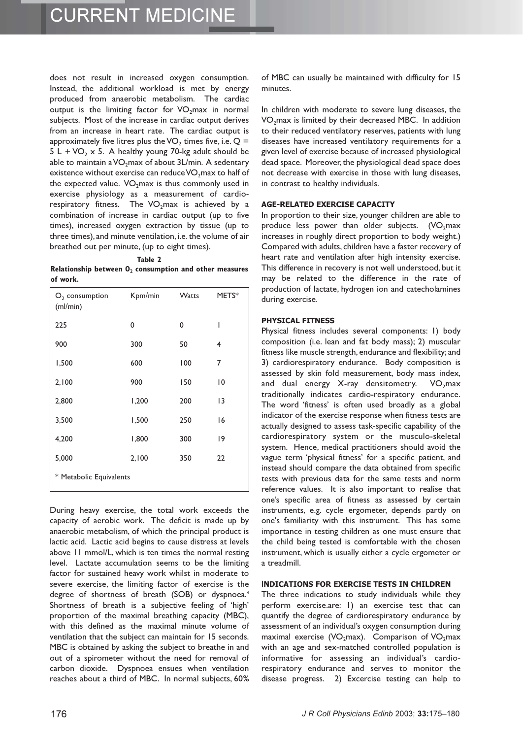does not result in increased oxygen consumption. Instead, the additional workload is met by energy produced from anaerobic metabolism. The cardiac output is the limiting factor for $VO_2$max in normal subjects. Most of the increase in cardiac output derives from an increase in heart rate. The cardiac output is approximately five litres plus the $VO_2$ times five, i.e. $Q = 5\text{ L} + VO_2 \times 5$. A healthy young 70-kg adult should be able to maintain a $VO_2$max of about 3L/min. A sedentary existence without exercise can reduce $VO_2$max to half of the expected value. $VO_2$max is thus commonly used in exercise physiology as a measurement of cardio-respiratory fitness. The $VO_2$max is achieved by a combination of increase in cardiac output (up to five times), increased oxygen extraction by tissue (up to three times), and minute ventilation, i.e. the volume of air breathed out per minute, (up to eight times).

**Table 2**
**Relationship between $O_2$ consumption and other measures of work.**

| $O_2$ consumption (ml/min) | Kpm/min | Watts | METS* |
|---|---|---|---|
| 225 | 0 | 0 | 1 |
| 900 | 300 | 50 | 4 |
| 1,500 | 600 | 100 | 7 |
| 2,100 | 900 | 150 | 10 |
| 2,800 | 1,200 | 200 | 13 |
| 3,500 | 1,500 | 250 | 16 |
| 4,200 | 1,800 | 300 | 19 |
| 5,000 | 2,100 | 350 | 22 |

\* Metabolic Equivalents

During heavy exercise, the total work exceeds the capacity of aerobic work. The deficit is made up by anaerobic metabolism, of which the principal product is lactic acid. Lactic acid begins to cause distress at levels above 11 mmol/L, which is ten times the normal resting level. Lactate accumulation seems to be the limiting factor for sustained heavy work whilst in moderate to severe exercise, the limiting factor of exercise is the degree of shortness of breath (SOB) or dyspnoea.[4] Shortness of breath is a subjective feeling of 'high' proportion of the maximal breathing capacity (MBC), with this defined as the maximal minute volume of ventilation that the subject can maintain for 15 seconds. MBC is obtained by asking the subject to breathe in and out of a spirometer without the need for removal of carbon dioxide. Dyspnoea ensues when ventilation reaches about a third of MBC. In normal subjects, 60% of MBC can usually be maintained with difficulty for 15 minutes.

In children with moderate to severe lung diseases, the $VO_2$max is limited by their decreased MBC. In addition to their reduced ventilatory reserves, patients with lung diseases have increased ventilatory requirements for a given level of exercise because of increased physiological dead space. Moreover, the physiological dead space does not decrease with exercise in those with lung diseases, in contrast to healthy individuals.

### AGE-RELATED EXERCISE CAPACITY

In proportion to their size, younger children are able to produce less power than older subjects. ($VO_2$max increases in roughly direct proportion to body weight.) Compared with adults, children have a faster recovery of heart rate and ventilation after high intensity exercise. This difference in recovery is not well understood, but it may be related to the difference in the rate of production of lactate, hydrogen ion and catecholamines during exercise.

### PHYSICAL FITNESS

Physical fitness includes several components: 1) body composition (i.e. lean and fat body mass); 2) muscular fitness like muscle strength, endurance and flexibility; and 3) cardiorespiratory endurance. Body composition is assessed by skin fold measurement, body mass index, and dual energy X-ray densitometry. $VO_2$max traditionally indicates cardio-respiratory endurance. The word 'fitness' is often used broadly as a global indicator of the exercise response when fitness tests are actually designed to assess task-specific capability of the cardiorespiratory system or the musculo-skeletal system. Hence, medical practitioners should avoid the vague term 'physical fitness' for a specific patient, and instead should compare the data obtained from specific tests with previous data for the same tests and norm reference values. It is also important to realise that one's specific area of fitness as assessed by certain instruments, e.g. cycle ergometer, depends partly on one's familiarity with this instrument. This has some importance in testing children as one must ensure that the child being tested is comfortable with the chosen instrument, which is usually either a cycle ergometer or a treadmill.

### INDICATIONS FOR EXERCISE TESTS IN CHILDREN

The three indications to study individuals while they perform exercise.are: 1) an exercise test that can quantify the degree of cardiorespiratory endurance by assessment of an individual's oxygen consumption during maximal exercise ($VO_2$max). Comparison of $VO_2$max with an age and sex-matched controlled population is informative for assessing an individual's cardio-respiratory endurance and serves to monitor the disease progress. 2) Excercise testing can help to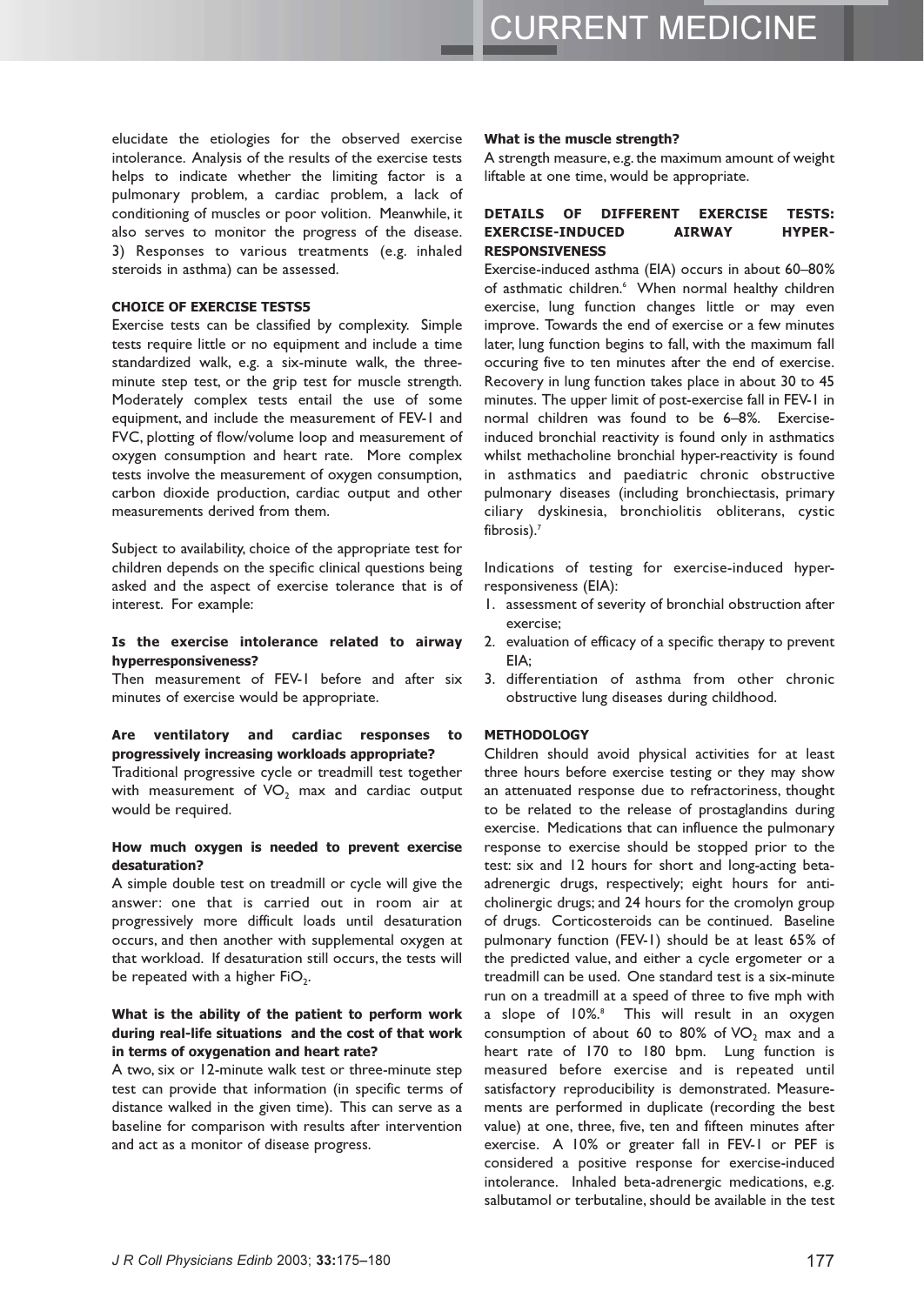elucidate the etiologies for the observed exercise intolerance. Analysis of the results of the exercise tests helps to indicate whether the limiting factor is a pulmonary problem, a cardiac problem, a lack of conditioning of muscles or poor volition. Meanwhile, it also serves to monitor the progress of the disease. 3) Responses to various treatments (e.g. inhaled steroids in asthma) can be assessed.

## CHOICE OF EXERCISE TESTS5

Exercise tests can be classified by complexity. Simple tests require little or no equipment and include a time standardized walk, e.g. a six-minute walk, the three-minute step test, or the grip test for muscle strength. Moderately complex tests entail the use of some equipment, and include the measurement of FEV-1 and FVC, plotting of flow/volume loop and measurement of oxygen consumption and heart rate. More complex tests involve the measurement of oxygen consumption, carbon dioxide production, cardiac output and other measurements derived from them.

Subject to availability, choice of the appropriate test for children depends on the specific clinical questions being asked and the aspect of exercise tolerance that is of interest. For example:

### Is the exercise intolerance related to airway hyperresponsiveness?

Then measurement of FEV-1 before and after six minutes of exercise would be appropriate.

### Are ventilatory and cardiac responses to progressively increasing workloads appropriate?

Traditional progressive cycle or treadmill test together with measurement of $VO_2$ max and cardiac output would be required.

### How much oxygen is needed to prevent exercise desaturation?

A simple double test on treadmill or cycle will give the answer: one that is carried out in room air at progressively more difficult loads until desaturation occurs, and then another with supplemental oxygen at that workload. If desaturation still occurs, the tests will be repeated with a higher $FiO_2$.

### What is the ability of the patient to perform work during real-life situations and the cost of that work in terms of oxygenation and heart rate?

A two, six or 12-minute walk test or three-minute step test can provide that information (in specific terms of distance walked in the given time). This can serve as a baseline for comparison with results after intervention and act as a monitor of disease progress.

### What is the muscle strength?

A strength measure, e.g. the maximum amount of weight liftable at one time, would be appropriate.

## DETAILS OF DIFFERENT EXERCISE TESTS: EXERCISE-INDUCED AIRWAY HYPER-RESPONSIVENESS

Exercise-induced asthma (EIA) occurs in about 60–80% of asthmatic children.[6] When normal healthy children exercise, lung function changes little or may even improve. Towards the end of exercise or a few minutes later, lung function begins to fall, with the maximum fall occuring five to ten minutes after the end of exercise. Recovery in lung function takes place in about 30 to 45 minutes. The upper limit of post-exercise fall in FEV-1 in normal children was found to be 6–8%. Exercise-induced bronchial reactivity is found only in asthmatics whilst methacholine bronchial hyper-reactivity is found in asthmatics and paediatric chronic obstructive pulmonary diseases (including bronchiectasis, primary ciliary dyskinesia, bronchiolitis obliterans, cystic fibrosis).[7]

Indications of testing for exercise-induced hyper-responsiveness (EIA):

1. assessment of severity of bronchial obstruction after exercise;
2. evaluation of efficacy of a specific therapy to prevent EIA;
3. differentiation of asthma from other chronic obstructive lung diseases during childhood.

## METHODOLOGY

Children should avoid physical activities for at least three hours before exercise testing or they may show an attenuated response due to refractoriness, thought to be related to the release of prostaglandins during exercise. Medications that can influence the pulmonary response to exercise should be stopped prior to the test: six and 12 hours for short and long-acting beta-adrenergic drugs, respectively; eight hours for anti-cholinergic drugs; and 24 hours for the cromolyn group of drugs. Corticosteroids can be continued. Baseline pulmonary function (FEV-1) should be at least 65% of the predicted value, and either a cycle ergometer or a treadmill can be used. One standard test is a six-minute run on a treadmill at a speed of three to five mph with a slope of 10%.[8] This will result in an oxygen consumption of about 60 to 80% of $VO_2$ max and a heart rate of 170 to 180 bpm. Lung function is measured before exercise and is repeated until satisfactory reproducibility is demonstrated. Measurements are performed in duplicate (recording the best value) at one, three, five, ten and fifteen minutes after exercise. A 10% or greater fall in FEV-1 or PEF is considered a positive response for exercise-induced intolerance. Inhaled beta-adrenergic medications, e.g. salbutamol or terbutaline, should be available in the test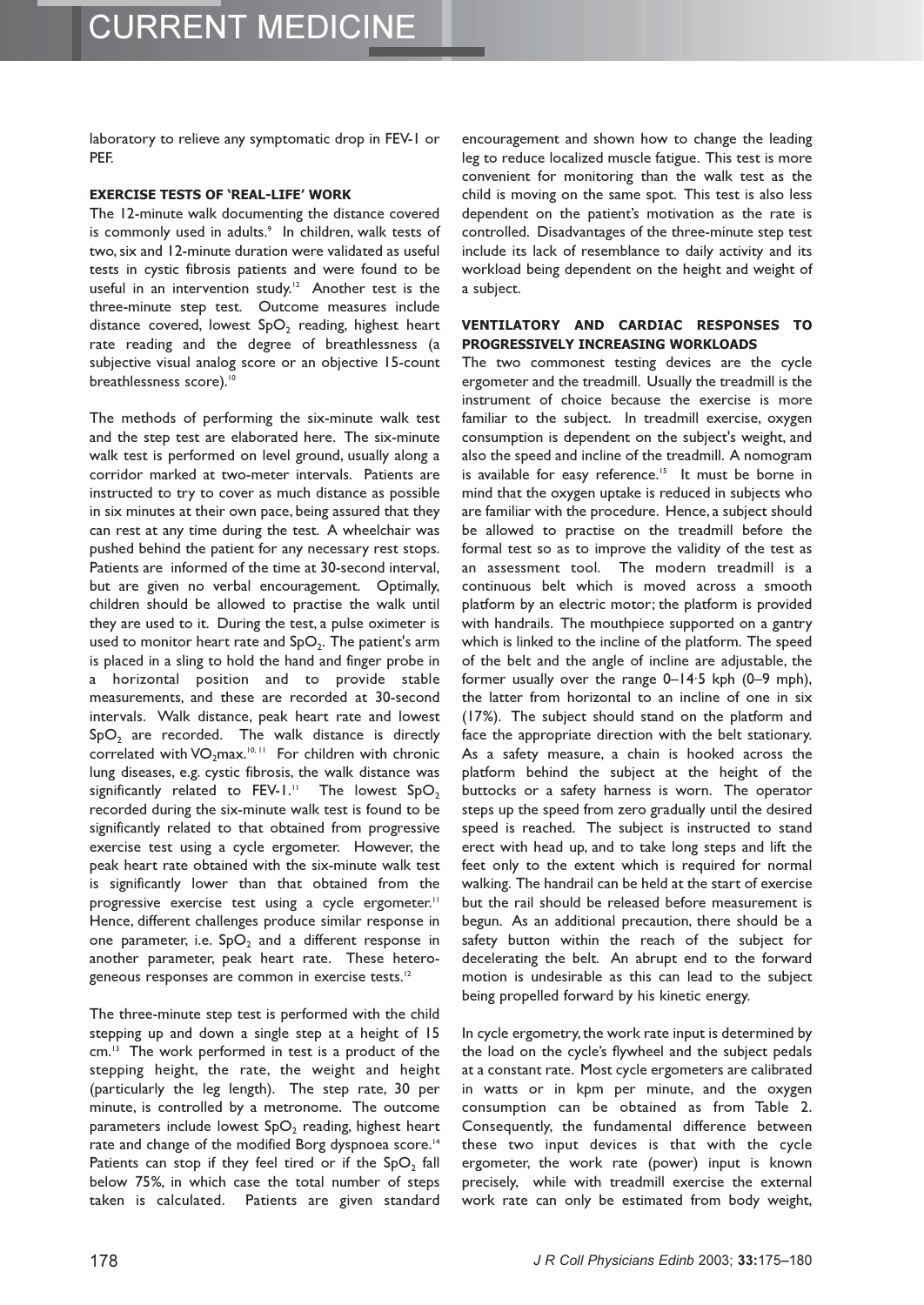laboratory to relieve any symptomatic drop in FEV-1 or PEF.

#### EXERCISE TESTS OF 'REAL-LIFE' WORK

The 12-minute walk documenting the distance covered is commonly used in adults.[9] In children, walk tests of two, six and 12-minute duration were validated as useful tests in cystic fibrosis patients and were found to be useful in an intervention study.[12] Another test is the three-minute step test. Outcome measures include distance covered, lowest $SpO_2$ reading, highest heart rate reading and the degree of breathlessness (a subjective visual analog score or an objective 15-count breathlessness score).[10]

The methods of performing the six-minute walk test and the step test are elaborated here. The six-minute walk test is performed on level ground, usually along a corridor marked at two-meter intervals. Patients are instructed to try to cover as much distance as possible in six minutes at their own pace, being assured that they can rest at any time during the test. A wheelchair was pushed behind the patient for any necessary rest stops. Patients are informed of the time at 30-second interval, but are given no verbal encouragement. Optimally, children should be allowed to practise the walk until they are used to it. During the test, a pulse oximeter is used to monitor heart rate and $SpO_2$. The patient's arm is placed in a sling to hold the hand and finger probe in a horizontal position and to provide stable measurements, and these are recorded at 30-second intervals. Walk distance, peak heart rate and lowest $SpO_2$ are recorded. The walk distance is directly correlated with $VO_2max$.[10,11] For children with chronic lung diseases, e.g. cystic fibrosis, the walk distance was significantly related to FEV-1.[11] The lowest $SpO_2$ recorded during the six-minute walk test is found to be significantly related to that obtained from progressive exercise test using a cycle ergometer. However, the peak heart rate obtained with the six-minute walk test is significantly lower than that obtained from the progressive exercise test using a cycle ergometer.[11] Hence, different challenges produce similar response in one parameter, i.e. $SpO_2$ and a different response in another parameter, peak heart rate. These heterogeneous responses are common in exercise tests.[12]

The three-minute step test is performed with the child stepping up and down a single step at a height of 15 cm.[13] The work performed in test is a product of the stepping height, the rate, the weight and height (particularly the leg length). The step rate, 30 per minute, is controlled by a metronome. The outcome parameters include lowest $SpO_2$ reading, highest heart rate and change of the modified Borg dyspnoea score.[14] Patients can stop if they feel tired or if the $SpO_2$ fall below 75%, in which case the total number of steps taken is calculated. Patients are given standard encouragement and shown how to change the leading leg to reduce localized muscle fatigue. This test is more convenient for monitoring than the walk test as the child is moving on the same spot. This test is also less dependent on the patient's motivation as the rate is controlled. Disadvantages of the three-minute step test include its lack of resemblance to daily activity and its workload being dependent on the height and weight of a subject.

#### VENTILATORY AND CARDIAC RESPONSES TO PROGRESSIVELY INCREASING WORKLOADS

The two commonest testing devices are the cycle ergometer and the treadmill. Usually the treadmill is the instrument of choice because the exercise is more familiar to the subject. In treadmill exercise, oxygen consumption is dependent on the subject's weight, and also the speed and incline of the treadmill. A nomogram is available for easy reference.[15] It must be borne in mind that the oxygen uptake is reduced in subjects who are familiar with the procedure. Hence, a subject should be allowed to practise on the treadmill before the formal test so as to improve the validity of the test as an assessment tool. The modern treadmill is a continuous belt which is moved across a smooth platform by an electric motor; the platform is provided with handrails. The mouthpiece supported on a gantry which is linked to the incline of the platform. The speed of the belt and the angle of incline are adjustable, the former usually over the range 0–14·5 kph (0–9 mph), the latter from horizontal to an incline of one in six (17%). The subject should stand on the platform and face the appropriate direction with the belt stationary. As a safety measure, a chain is hooked across the platform behind the subject at the height of the buttocks or a safety harness is worn. The operator steps up the speed from zero gradually until the desired speed is reached. The subject is instructed to stand erect with head up, and to take long steps and lift the feet only to the extent which is required for normal walking. The handrail can be held at the start of exercise but the rail should be released before measurement is begun. As an additional precaution, there should be a safety button within the reach of the subject for decelerating the belt. An abrupt end to the forward motion is undesirable as this can lead to the subject being propelled forward by his kinetic energy.

In cycle ergometry, the work rate input is determined by the load on the cycle's flywheel and the subject pedals at a constant rate. Most cycle ergometers are calibrated in watts or in kpm per minute, and the oxygen consumption can be obtained as from Table 2. Consequently, the fundamental difference between these two input devices is that with the cycle ergometer, the work rate (power) input is known precisely, while with treadmill exercise the external work rate can only be estimated from body weight,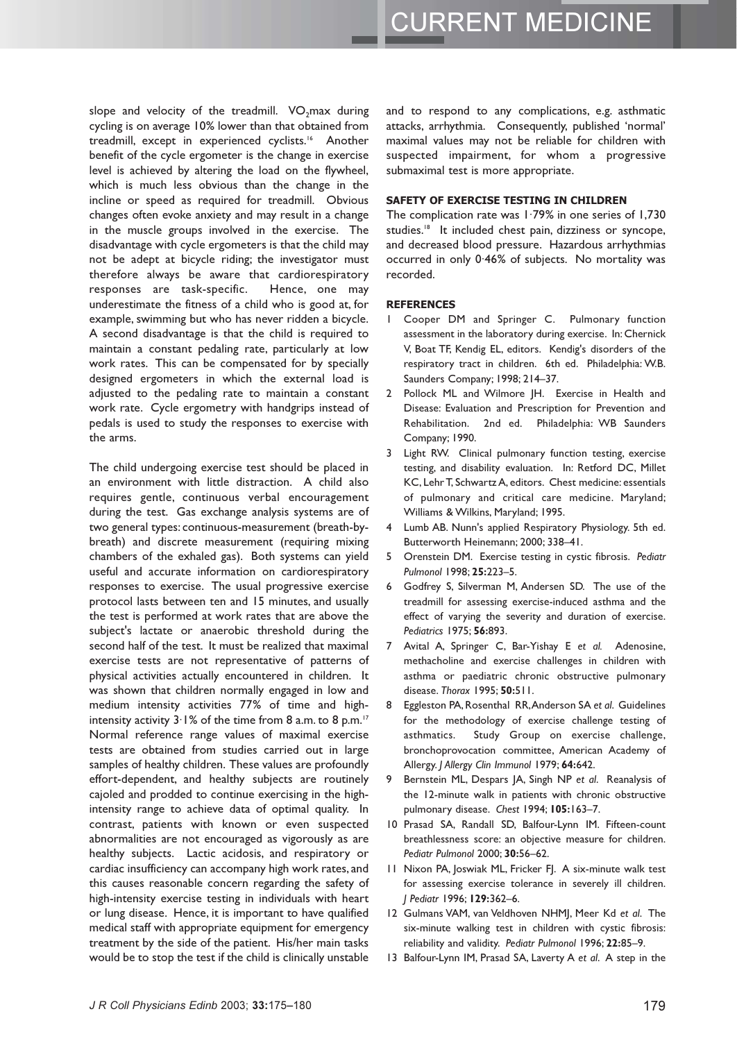slope and velocity of the treadmill. $VO_2$max during cycling is on average 10% lower than that obtained from treadmill, except in experienced cyclists.[16] Another benefit of the cycle ergometer is the change in exercise level is achieved by altering the load on the flywheel, which is much less obvious than the change in the incline or speed as required for treadmill. Obvious changes often evoke anxiety and may result in a change in the muscle groups involved in the exercise. The disadvantage with cycle ergometers is that the child may not be adept at bicycle riding; the investigator must therefore always be aware that cardiorespiratory responses are task-specific. Hence, one may underestimate the fitness of a child who is good at, for example, swimming but who has never ridden a bicycle. A second disadvantage is that the child is required to maintain a constant pedaling rate, particularly at low work rates. This can be compensated for by specially designed ergometers in which the external load is adjusted to the pedaling rate to maintain a constant work rate. Cycle ergometry with handgrips instead of pedals is used to study the responses to exercise with the arms.

The child undergoing exercise test should be placed in an environment with little distraction. A child also requires gentle, continuous verbal encouragement during the test. Gas exchange analysis systems are of two general types: continuous-measurement (breath-by-breath) and discrete measurement (requiring mixing chambers of the exhaled gas). Both systems can yield useful and accurate information on cardiorespiratory responses to exercise. The usual progressive exercise protocol lasts between ten and 15 minutes, and usually the test is performed at work rates that are above the subject's lactate or anaerobic threshold during the second half of the test. It must be realized that maximal exercise tests are not representative of patterns of physical activities actually encountered in children. It was shown that children normally engaged in low and medium intensity activities 77% of time and high-intensity activity 3·1% of the time from 8 a.m. to 8 p.m.[17] Normal reference range values of maximal exercise tests are obtained from studies carried out in large samples of healthy children. These values are profoundly effort-dependent, and healthy subjects are routinely cajoled and prodded to continue exercising in the high-intensity range to achieve data of optimal quality. In contrast, patients with known or even suspected abnormalities are not encouraged as vigorously as are healthy subjects. Lactic acidosis, and respiratory or cardiac insufficiency can accompany high work rates, and this causes reasonable concern regarding the safety of high-intensity exercise testing in individuals with heart or lung disease. Hence, it is important to have qualified medical staff with appropriate equipment for emergency treatment by the side of the patient. His/her main tasks would be to stop the test if the child is clinically unstable and to respond to any complications, e.g. asthmatic attacks, arrhythmia. Consequently, published 'normal' maximal values may not be reliable for children with suspected impairment, for whom a progressive submaximal test is more appropriate.

## SAFETY OF EXERCISE TESTING IN CHILDREN

The complication rate was 1·79% in one series of 1,730 studies.[18] It included chest pain, dizziness or syncope, and decreased blood pressure. Hazardous arrhythmias occurred in only 0·46% of subjects. No mortality was recorded.

## REFERENCES

1. Cooper DM and Springer C. Pulmonary function assessment in the laboratory during exercise. In: Chernick V, Boat TF, Kendig EL, editors. Kendig's disorders of the respiratory tract in children. 6th ed. Philadelphia: W.B. Saunders Company; 1998; 214–37.
2. Pollock ML and Wilmore JH. Exercise in Health and Disease: Evaluation and Prescription for Prevention and Rehabilitation. 2nd ed. Philadelphia: WB Saunders Company; 1990.
3. Light RW. Clinical pulmonary function testing, exercise testing, and disability evaluation. In: Retford DC, Millet KC, Lehr T, Schwartz A, editors. Chest medicine: essentials of pulmonary and critical care medicine. Maryland; Williams & Wilkins, Maryland; 1995.
4. Lumb AB. Nunn's applied Respiratory Physiology. 5th ed. Butterworth Heinemann; 2000; 338–41.
5. Orenstein DM. Exercise testing in cystic fibrosis. *Pediatr Pulmonol* 1998; **25:**223–5.
6. Godfrey S, Silverman M, Andersen SD. The use of the treadmill for assessing exercise-induced asthma and the effect of varying the severity and duration of exercise. *Pediatrics* 1975; **56:**893.
7. Avital A, Springer C, Bar-Yishay E *et al.* Adenosine, methacholine and exercise challenges in children with asthma or paediatric chronic obstructive pulmonary disease. *Thorax* 1995; **50:**511.
8. Eggleston PA, Rosenthal RR, Anderson SA *et al.* Guidelines for the methodology of exercise challenge testing of asthmatics. Study Group on exercise challenge, bronchoprovocation committee, American Academy of Allergy. *J Allergy Clin Immunol* 1979; **64:**642.
9. Bernstein ML, Despars JA, Singh NP *et al.* Reanalysis of the 12-minute walk in patients with chronic obstructive pulmonary disease. *Chest* 1994; **105:**163–7.
10. Prasad SA, Randall SD, Balfour-Lynn IM. Fifteen-count breathlessness score: an objective measure for children. *Pediatr Pulmonol* 2000; **30:**56–62.
11. Nixon PA, Joswiak ML, Fricker FJ. A six-minute walk test for assessing exercise tolerance in severely ill children. *J Pediatr* 1996; **129:**362–6.
12. Gulmans VAM, van Veldhoven NHMJ, Meer Kd *et al.* The six-minute walking test in children with cystic fibrosis: reliability and validity. *Pediatr Pulmonol* 1996; **22:**85–9.
13. Balfour-Lynn IM, Prasad SA, Laverty A *et al.* A step in the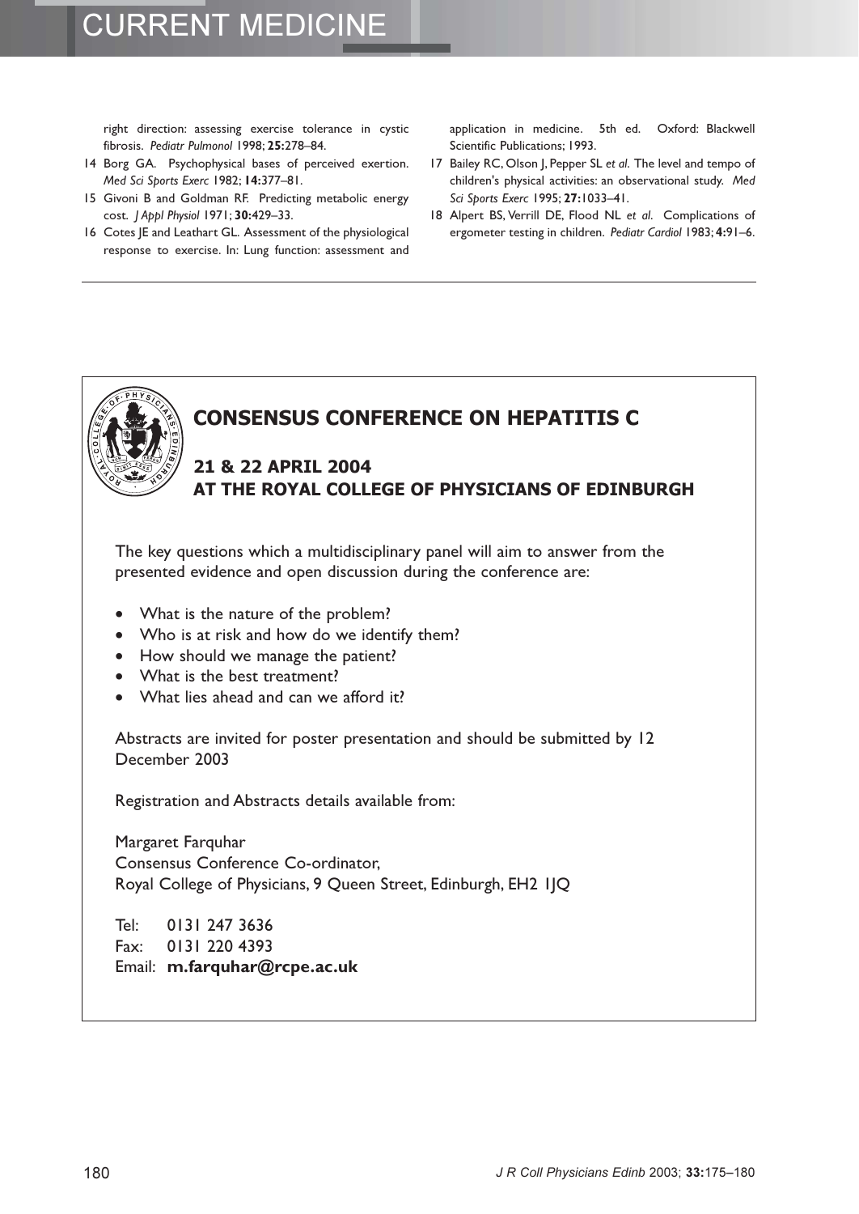right direction: assessing exercise tolerance in cystic fibrosis. *Pediatr Pulmonol* 1998; **25:**278–84.

14 Borg GA. Psychophysical bases of perceived exertion. *Med Sci Sports Exerc* 1982; **14:**377–81.

15 Givoni B and Goldman RF. Predicting metabolic energy cost. *J Appl Physiol* 1971; **30:**429–33.

16 Cotes JE and Leathart GL. Assessment of the physiological response to exercise. In: Lung function: assessment and application in medicine. 5th ed. Oxford: Blackwell Scientific Publications; 1993.

17 Bailey RC, Olson J, Pepper SL *et al.* The level and tempo of children's physical activities: an observational study. *Med Sci Sports Exerc* 1995; **27:**1033–41.

18 Alpert BS, Verrill DE, Flood NL *et al.* Complications of ergometer testing in children. *Pediatr Cardiol* 1983; **4:**91–6.

---

## CONSENSUS CONFERENCE ON HEPATITIS C

### 21 & 22 APRIL 2004
### AT THE ROYAL COLLEGE OF PHYSICIANS OF EDINBURGH

The key questions which a multidisciplinary panel will aim to answer from the presented evidence and open discussion during the conference are:

- What is the nature of the problem?
- Who is at risk and how do we identify them?
- How should we manage the patient?
- What is the best treatment?
- What lies ahead and can we afford it?

Abstracts are invited for poster presentation and should be submitted by 12 December 2003

Registration and Abstracts details available from:

Margaret Farquhar
Consensus Conference Co-ordinator,
Royal College of Physicians, 9 Queen Street, Edinburgh, EH2 1JQ

Tel: 0131 247 3636
Fax: 0131 220 4393
Email: **m.farquhar@rcpe.ac.uk**